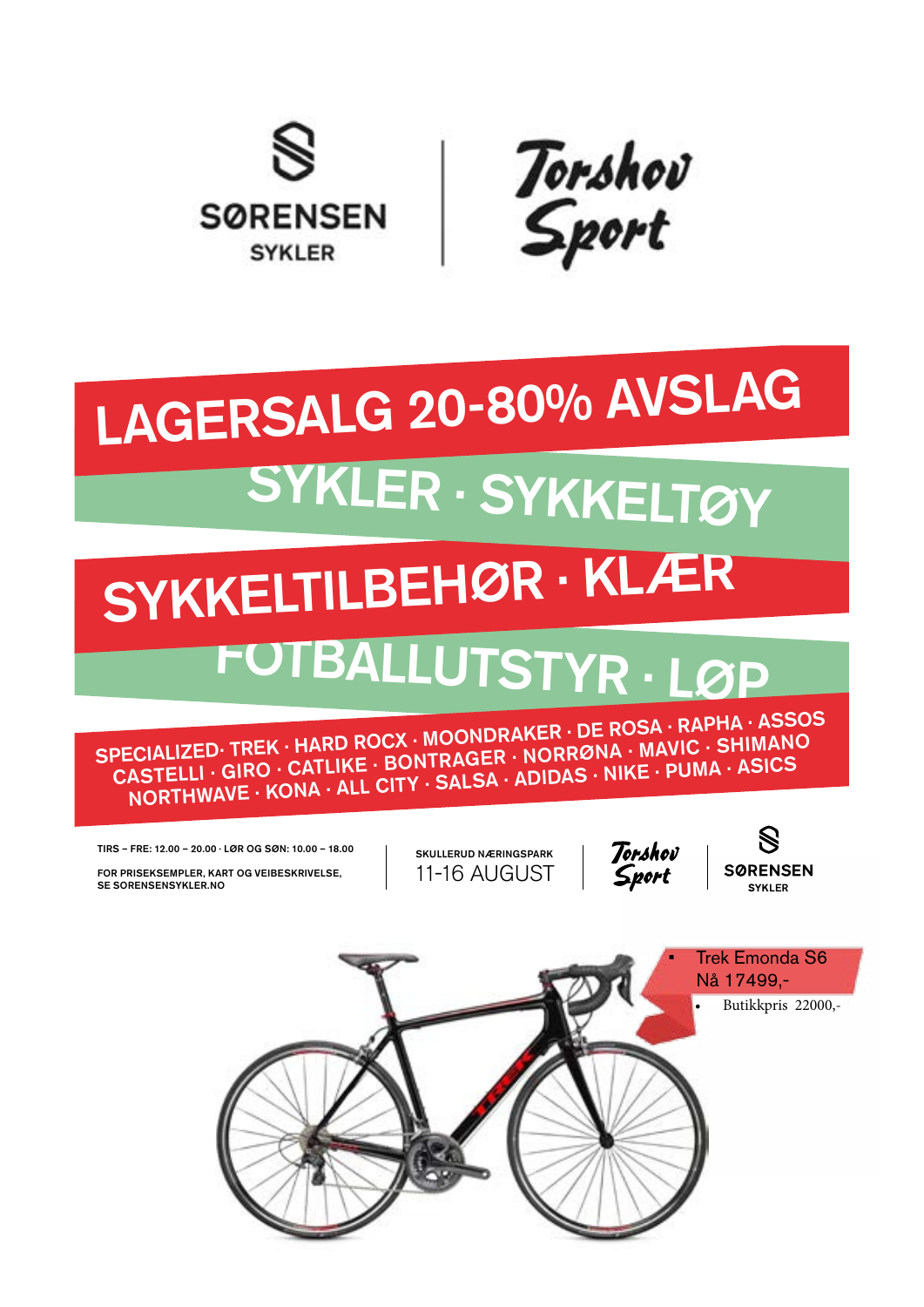SØRENSEN SYKLER | Torshov Sport

# LAGERSALG 20-80% AVSLAG

## SYKLER · SYKKELTØY

## SYKKELTILBEHØR · KLÆR

## FOTBALLUTSTYR · LØP

SPECIALIZED· TREK · HARD ROCX · MOONDRAKER · DE ROSA · RAPHA · ASSOS
CASTELLI · GIRO · CATLIKE · BONTRAGER · NORRØNA · MAVIC · SHIMANO
NORTHWAVE · KONA · ALL CITY · SALSA · ADIDAS · NIKE · PUMA · ASICS

TIRS – FRE: 12.00 – 20.00 · LØR OG SØN: 10.00 – 18.00

FOR PRISEKSEMPLER, KART OG VEIBESKRIVELSE, SE SORENSENSYKLER.NO

SKULLERUD NÆRINGSPARK
11-16 AUGUST

Torshov Sport | SØRENSEN SYKLER

- Trek Emonda S6
  Nå 17499,-
  - Butikkpris 22000,-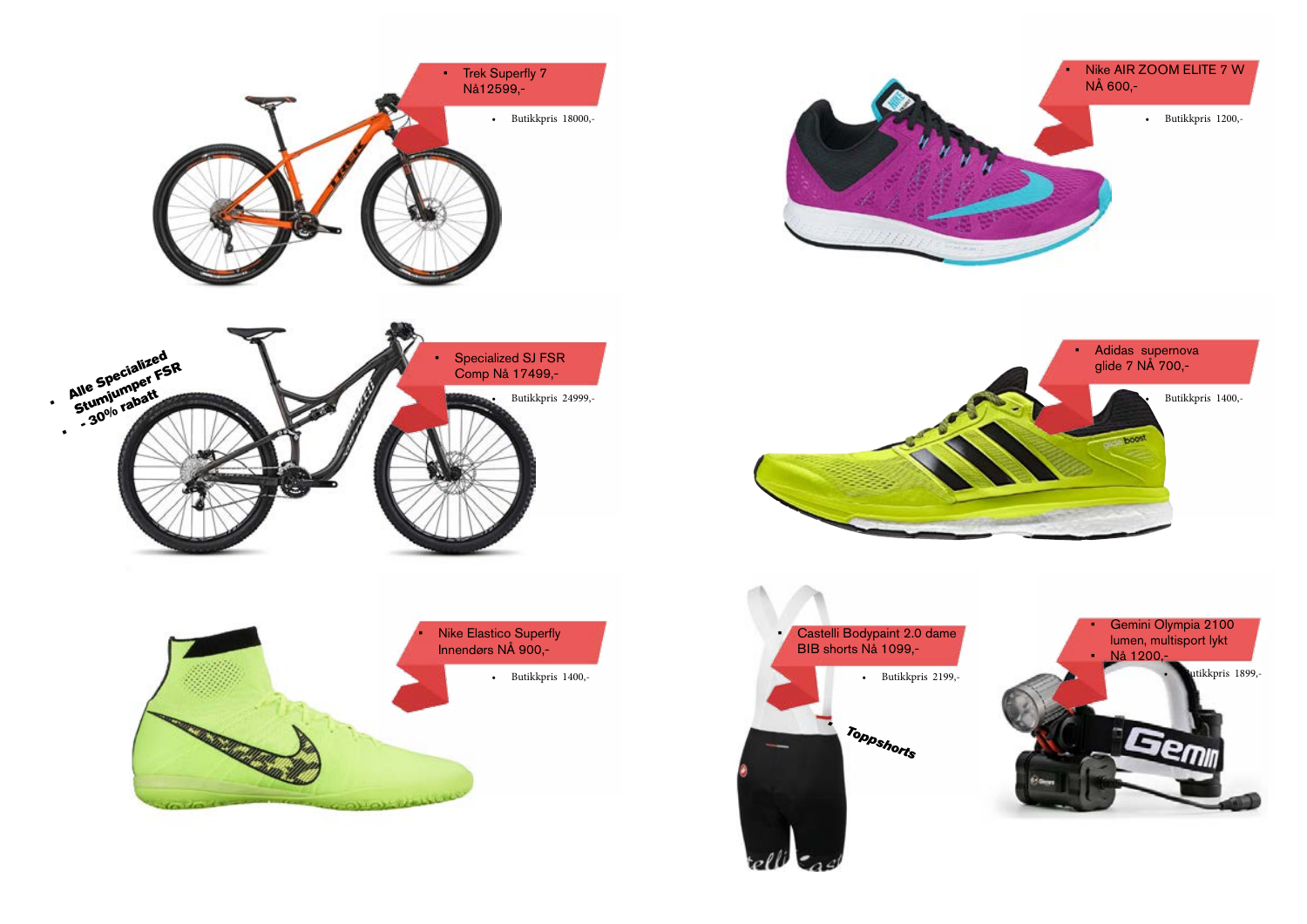- Trek Superfly 7
  Nå12599,-
  - Butikkpris 18000,-

- Nike AIR ZOOM ELITE 7 W
  NÅ 600,-
  - Butikkpris 1200,-

- Alle Specialized Stumjumper FSR
- - 30% rabatt

- Specialized SJ FSR
  Comp Nå 17499,-
  - Butikkpris 24999,-

- Adidas supernova
  glide 7 NÅ 700,-
  - Butikkpris 1400,-

- Nike Elastico Superfly
  Innendørs NÅ 900,-
  - Butikkpris 1400,-

- Castelli Bodypaint 2.0 dame
  BIB shorts Nå 1099,-
  - Butikkpris 2199,-
- Toppshorts

- Gemini Olympia 2100
  lumen, multisport lykt
- Nå 1200,-
  - Butikkpris 1899,-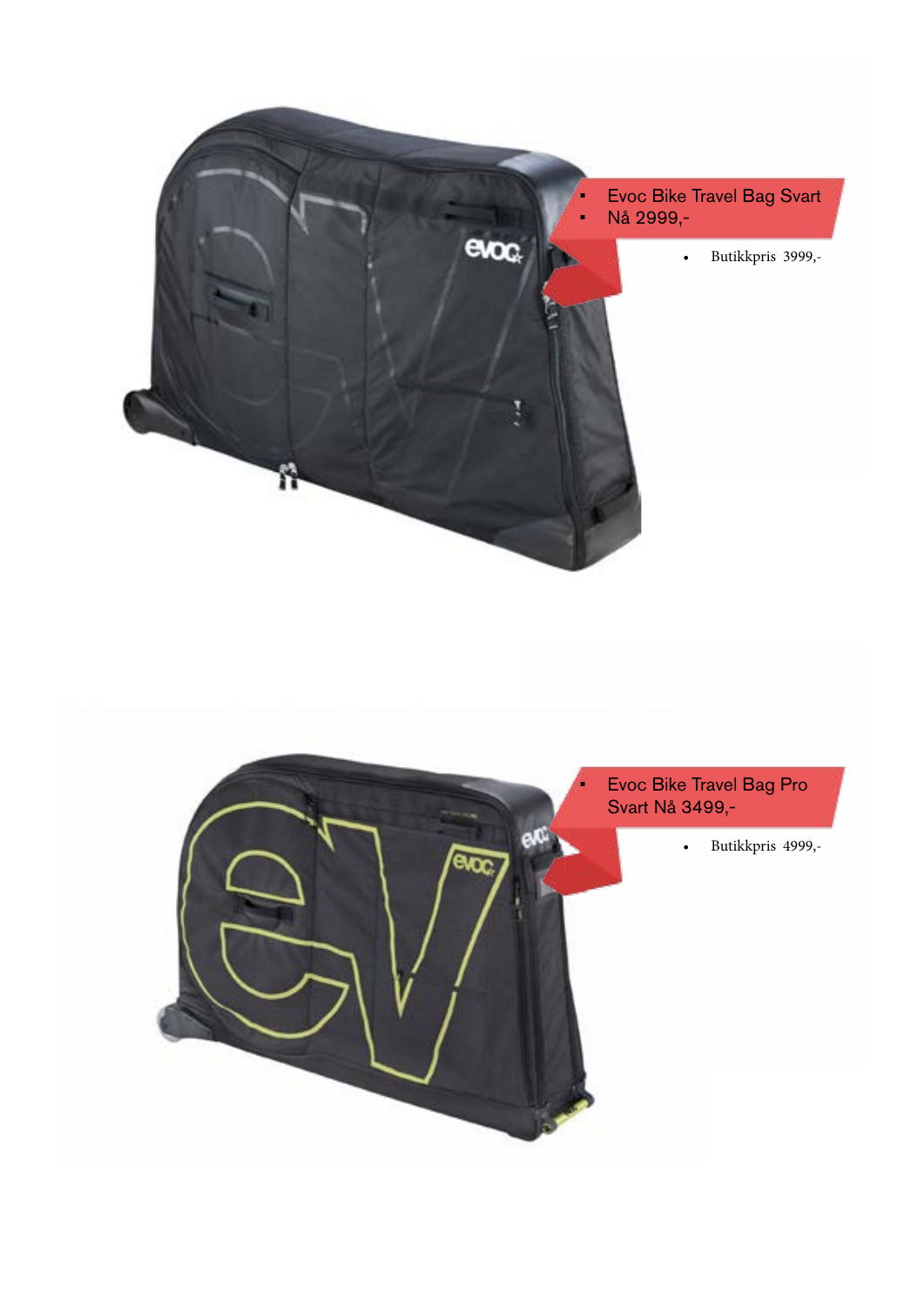- Evoc Bike Travel Bag Svart
- Nå 2999,-

  - Butikkpris 3999,-

- Evoc Bike Travel Bag Pro Svart Nå 3499,-

  - Butikkpris 4999,-